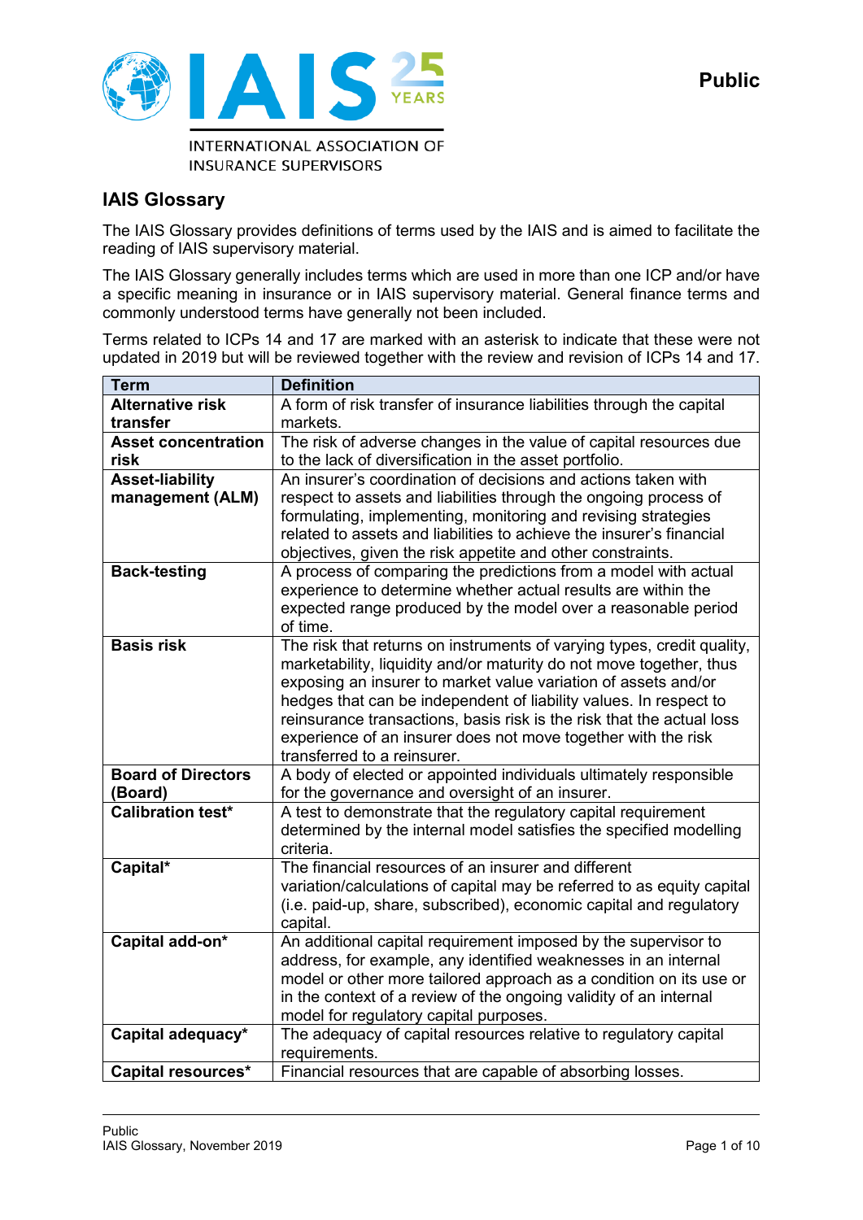INTERNATIONAL ASSOCIATION OF INSURANCE SUPERVISORS

Public

## IAIS Glossary

The IAIS Glossary provides definitions of terms used by the IAIS and is aimed to facilitate the reading of IAIS supervisory material.

The IAIS Glossary generally includes terms which are used in more than one ICP and/or have a specific meaning in insurance or in IAIS supervisory material. General finance terms and commonly understood terms have generally not been included.

Terms related to ICPs 14 and 17 are marked with an asterisk to indicate that these were not updated in 2019 but will be reviewed together with the review and revision of ICPs 14 and 17.

| Term | Definition |
|---|---|
| **Alternative risk transfer** | A form of risk transfer of insurance liabilities through the capital markets. |
| **Asset concentration risk** | The risk of adverse changes in the value of capital resources due to the lack of diversification in the asset portfolio. |
| **Asset-liability management (ALM)** | An insurer's coordination of decisions and actions taken with respect to assets and liabilities through the ongoing process of formulating, implementing, monitoring and revising strategies related to assets and liabilities to achieve the insurer's financial objectives, given the risk appetite and other constraints. |
| **Back-testing** | A process of comparing the predictions from a model with actual experience to determine whether actual results are within the expected range produced by the model over a reasonable period of time. |
| **Basis risk** | The risk that returns on instruments of varying types, credit quality, marketability, liquidity and/or maturity do not move together, thus exposing an insurer to market value variation of assets and/or hedges that can be independent of liability values. In respect to reinsurance transactions, basis risk is the risk that the actual loss experience of an insurer does not move together with the risk transferred to a reinsurer. |
| **Board of Directors (Board)** | A body of elected or appointed individuals ultimately responsible for the governance and oversight of an insurer. |
| **Calibration test*** | A test to demonstrate the regulatory capital requirement determined by the internal model satisfies the specified modelling criteria. |
| **Capital*** | The financial resources of an insurer and different variation/calculations of capital may be referred to as equity capital (i.e. paid-up, share, subscribed), economic capital and regulatory capital. |
| **Capital add-on*** | An additional capital requirement imposed by the supervisor to address, for example, any identified weaknesses in an internal model or other more tailored approach as a condition on its use or in the context of a review of the ongoing validity of an internal model for regulatory capital purposes. |
| **Capital adequacy*** | The adequacy of capital resources relative to regulatory capital requirements. |
| **Capital resources*** | Financial resources that are capable of absorbing losses. |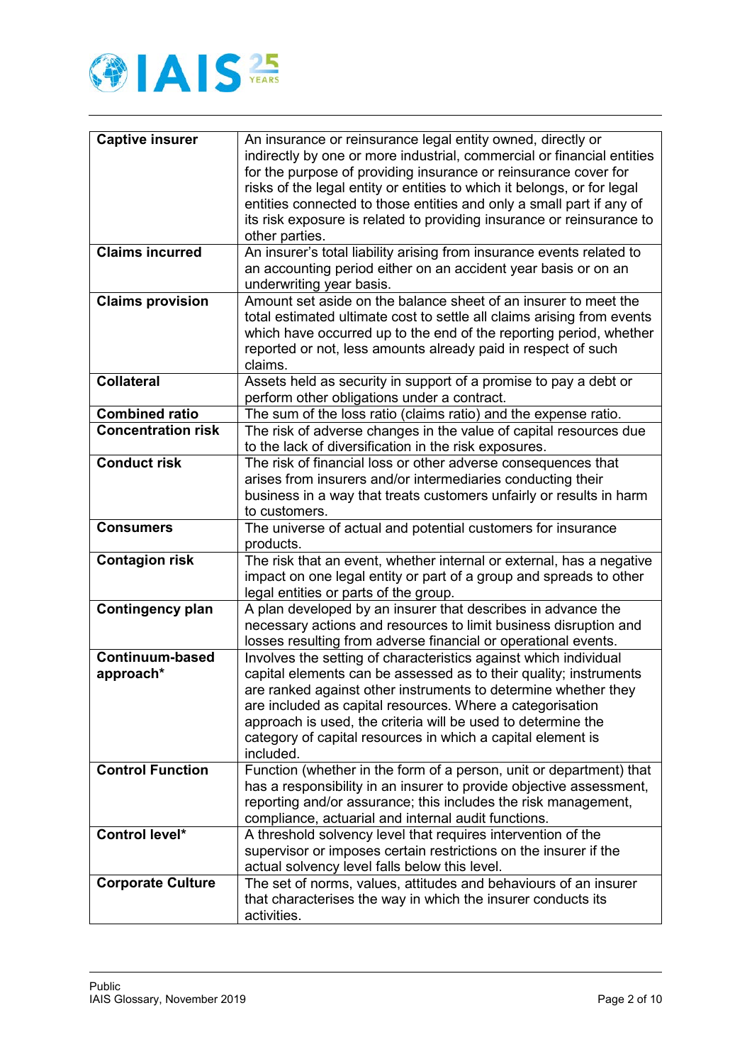| | |
|---|---|
| **Captive insurer** | An insurance or reinsurance legal entity owned, directly or indirectly by one or more industrial, commercial or financial entities for the purpose of providing insurance or reinsurance cover for risks of the legal entity or entities to which it belongs, or for legal entities connected to those entities and only a small part if any of its risk exposure is related to providing insurance or reinsurance to other parties. |
| **Claims incurred** | An insurer's total liability arising from insurance events related to an accounting period either on an accident year basis or on an underwriting year basis. |
| **Claims provision** | Amount set aside on the balance sheet of an insurer to meet the total estimated ultimate cost to settle all claims arising from events which have occurred up to the end of the reporting period, whether reported or not, less amounts already paid in respect of such claims. |
| **Collateral** | Assets held as security in support of a promise to pay a debt or perform other obligations under a contract. |
| **Combined ratio** | The sum of the loss ratio (claims ratio) and the expense ratio. |
| **Concentration risk** | The risk of adverse changes in the value of capital resources due to the lack of diversification in the risk exposures. |
| **Conduct risk** | The risk of financial loss or other adverse consequences that arises from insurers and/or intermediaries conducting their business in a way that treats customers unfairly or results in harm to customers. |
| **Consumers** | The universe of actual and potential customers for insurance products. |
| **Contagion risk** | The risk that an event, whether internal or external, has a negative impact on one legal entity or part of a group and spreads to other legal entities or parts of the group. |
| **Contingency plan** | A plan developed by an insurer that describes in advance the necessary actions and resources to limit business disruption and losses resulting from adverse financial or operational events. |
| **Continuum-based approach*** | Involves the setting of characteristics against which individual capital elements can be assessed as to their quality; instruments are ranked against other instruments to determine whether they are included as capital resources. Where a categorisation approach is used, the criteria will be used to determine the category of capital resources in which a capital element is included. |
| **Control Function** | Function (whether in the form of a person, unit or department) that has a responsibility in an insurer to provide objective assessment, reporting and/or assurance; this includes the risk management, compliance, actuarial and internal audit functions. |
| **Control level*** | A threshold solvency level that requires intervention of the supervisor or imposes certain restrictions on the insurer if the actual solvency level falls below this level. |
| **Corporate Culture** | The set of norms, values, attitudes and behaviours of an insurer that characterises the way in which the insurer conducts its activities. |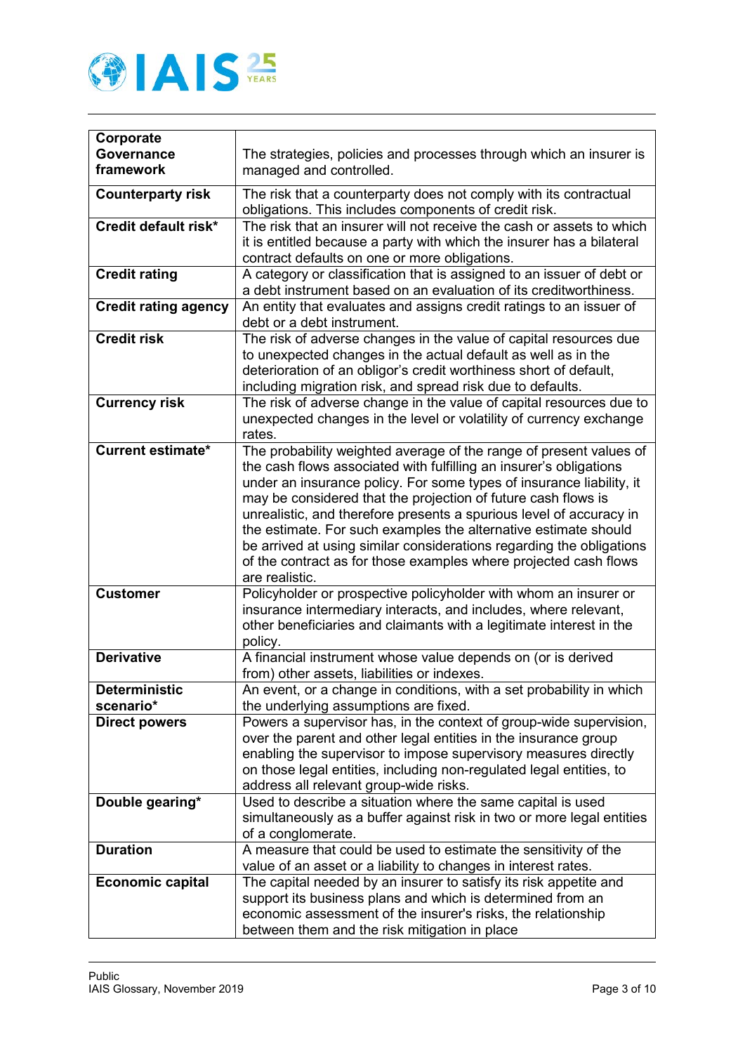| Corporate Governance framework | The strategies, policies and processes through which an insurer is managed and controlled. |
|---|---|
| **Counterparty risk** | The risk that a counterparty does not comply with its contractual obligations. This includes components of credit risk. |
| **Credit default risk*** | The risk that an insurer will not receive the cash or assets to which it is entitled because a party with which the insurer has a bilateral contract defaults on one or more obligations. |
| **Credit rating** | A category or classification that is assigned to an issuer of debt or a debt instrument based on an evaluation of its creditworthiness. |
| **Credit rating agency** | An entity that evaluates and assigns credit ratings to an issuer of debt or a debt instrument. |
| **Credit risk** | The risk of adverse changes in the value of capital resources due to unexpected changes in the actual default as well as in the deterioration of an obligor's credit worthiness short of default, including migration risk, and spread risk due to defaults. |
| **Currency risk** | The risk of adverse change in the value of capital resources due to unexpected changes in the level or volatility of currency exchange rates. |
| **Current estimate*** | The probability weighted average of the range of present values of the cash flows associated with fulfilling an insurer's obligations under an insurance policy. For some types of insurance liability, it may be considered that the projection of future cash flows is unrealistic, and therefore presents a spurious level of accuracy in the estimate. For such examples the alternative estimate should be arrived at using similar considerations regarding the obligations of the contract as for those examples where projected cash flows are realistic. |
| **Customer** | Policyholder or prospective policyholder with whom an insurer or insurance intermediary interacts, and includes, where relevant, other beneficiaries and claimants with a legitimate interest in the policy. |
| **Derivative** | A financial instrument whose value depends on (or is derived from) other assets, liabilities or indexes. |
| **Deterministic scenario*** | An event, or a change in conditions, with a set probability in which the underlying assumptions are fixed. |
| **Direct powers** | Powers a supervisor has, in the context of group-wide supervision, over the parent and other legal entities in the insurance group enabling the supervisor to impose supervisory measures directly on those legal entities, including non-regulated legal entities, to address all relevant group-wide risks. |
| **Double gearing*** | Used to describe a situation where the same capital is used simultaneously as a buffer against risk in two or more legal entities of a conglomerate. |
| **Duration** | A measure that could be used to estimate the sensitivity of the value of an asset or a liability to changes in interest rates. |
| **Economic capital** | The capital needed by an insurer to satisfy its risk appetite and support its business plans and which is determined from an economic assessment of the insurer's risks, the relationship between them and the risk mitigation in place |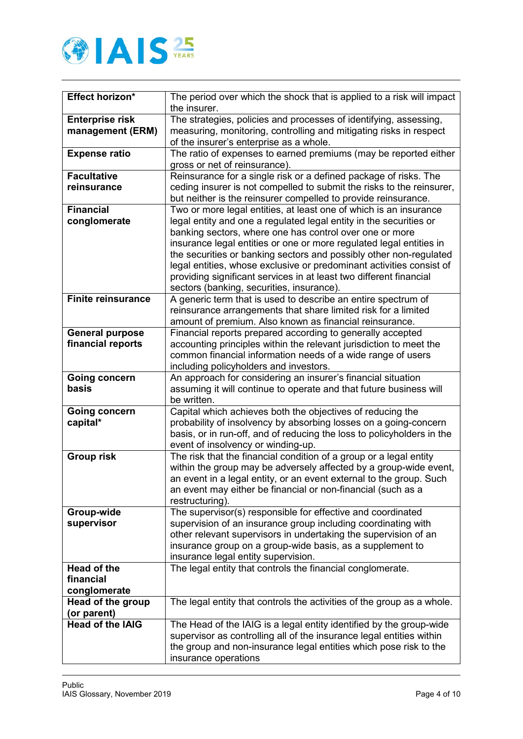| | |
|---|---|
| **Effect horizon*** | The period over which the shock that is applied to a risk will impact the insurer. |
| **Enterprise risk management (ERM)** | The strategies, policies and processes of identifying, assessing, measuring, monitoring, controlling and mitigating risks in respect of the insurer's enterprise as a whole. |
| **Expense ratio** | The ratio of expenses to earned premiums (may be reported either gross or net of reinsurance). |
| **Facultative reinsurance** | Reinsurance for a single risk or a defined package of risks. The ceding insurer is not compelled to submit the risks to the reinsurer, but neither is the reinsurer compelled to provide reinsurance. |
| **Financial conglomerate** | Two or more legal entities, at least one of which is an insurance legal entity and one a regulated legal entity in the securities or banking sectors, where one has control over one or more insurance legal entities or one or more regulated legal entities in the securities or banking sectors and possibly other non-regulated legal entities, whose exclusive or predominant activities consist of providing significant services in at least two different financial sectors (banking, securities, insurance). |
| **Finite reinsurance** | A generic term that is used to describe an entire spectrum of reinsurance arrangements that share limited risk for a limited amount of premium. Also known as financial reinsurance. |
| **General purpose financial reports** | Financial reports prepared according to generally accepted accounting principles within the relevant jurisdiction to meet the common financial information needs of a wide range of users including policyholders and investors. |
| **Going concern basis** | An approach for considering an insurer's financial situation assuming it will continue to operate and that future business will be written. |
| **Going concern capital*** | Capital which achieves both the objectives of reducing the probability of insolvency by absorbing losses on a going-concern basis, or in run-off, and of reducing the loss to policyholders in the event of insolvency or winding-up. |
| **Group risk** | The risk that the financial condition of a group or a legal entity within the group may be adversely affected by a group-wide event, an event in a legal entity, or an event external to the group. Such an event may either be financial or non-financial (such as a restructuring). |
| **Group-wide supervisor** | The supervisor(s) responsible for effective and coordinated supervision of an insurance group including coordinating with other relevant supervisors in undertaking the supervision of an insurance group on a group-wide basis, as a supplement to insurance legal entity supervision. |
| **Head of the financial conglomerate** | The legal entity that controls the financial conglomerate. |
| **Head of the group (or parent)** | The legal entity that controls the activities of the group as a whole. |
| **Head of the IAIG** | The Head of the IAIG is a legal entity identified by the group-wide supervisor as controlling all of the insurance legal entities within the group and non-insurance legal entities which pose risk to the insurance operations |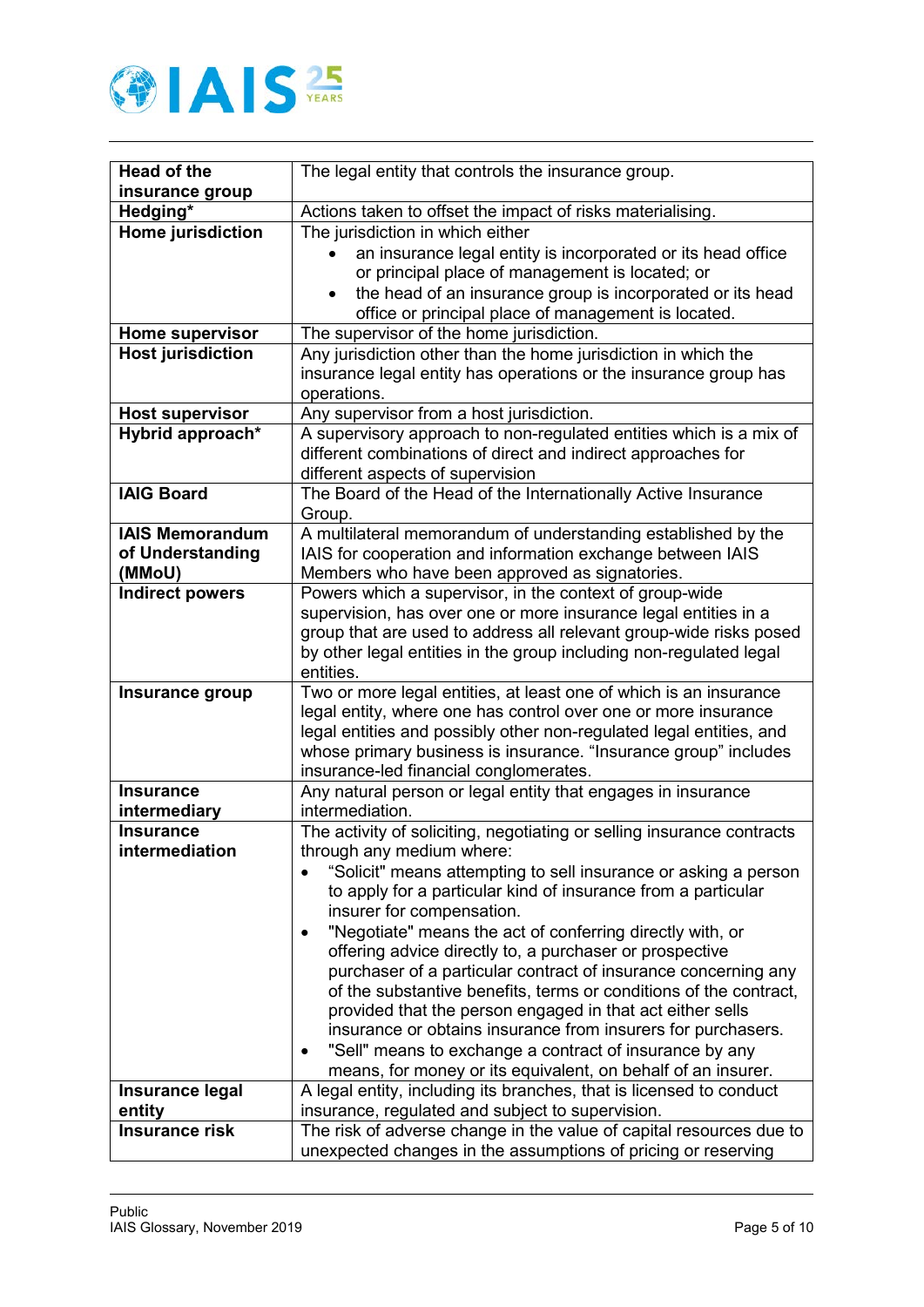| | |
|---|---|
| **Head of the insurance group** | The legal entity that controls the insurance group. |
| **Hedging*** | Actions taken to offset the impact of risks materialising. |
| **Home jurisdiction** | The jurisdiction in which either<br>• an insurance legal entity is incorporated or its head office or principal place of management is located; or<br>• the head of an insurance group is incorporated or its head office or principal place of management is located. |
| **Home supervisor** | The supervisor of the home jurisdiction. |
| **Host jurisdiction** | Any jurisdiction other than the home jurisdiction in which the insurance legal entity has operations or the insurance group has operations. |
| **Host supervisor** | Any supervisor from a host jurisdiction. |
| **Hybrid approach*** | A supervisory approach to non-regulated entities which is a mix of different combinations of direct and indirect approaches for different aspects of supervision |
| **IAIG Board** | The Board of the Head of the Internationally Active Insurance Group. |
| **IAIS Memorandum of Understanding (MMoU)** | A multilateral memorandum of understanding established by the IAIS for cooperation and information exchange between IAIS Members who have been approved as signatories. |
| **Indirect powers** | Powers which a supervisor, in the context of group-wide supervision, has over one or more insurance legal entities in a group that are used to address all relevant group-wide risks posed by other legal entities in the group including non-regulated legal entities. |
| **Insurance group** | Two or more legal entities, at least one of which is an insurance legal entity, where one has control over one or more insurance legal entities and possibly other non-regulated legal entities, and whose primary business is insurance. "Insurance group" includes insurance-led financial conglomerates. |
| **Insurance intermediary** | Any natural person or legal entity that engages in insurance intermediation. |
| **Insurance intermediation** | The activity of soliciting, negotiating or selling insurance contracts through any medium where:<br>• "Solicit" means attempting to sell insurance or asking a person to apply for a particular kind of insurance from a particular insurer for compensation.<br>• "Negotiate" means the act of conferring directly with, or offering advice directly to, a purchaser or prospective purchaser of a particular contract of insurance concerning any of the substantive benefits, terms or conditions of the contract, provided that the person engaged in that act either sells insurance or obtains insurance from insurers for purchasers.<br>• "Sell" means to exchange a contract of insurance by any means, for money or its equivalent, on behalf of an insurer. |
| **Insurance legal entity** | A legal entity, including its branches, that is licensed to conduct insurance, regulated and subject to supervision. |
| **Insurance risk** | The risk of adverse change in the value of capital resources due to unexpected changes in the assumptions of pricing or reserving |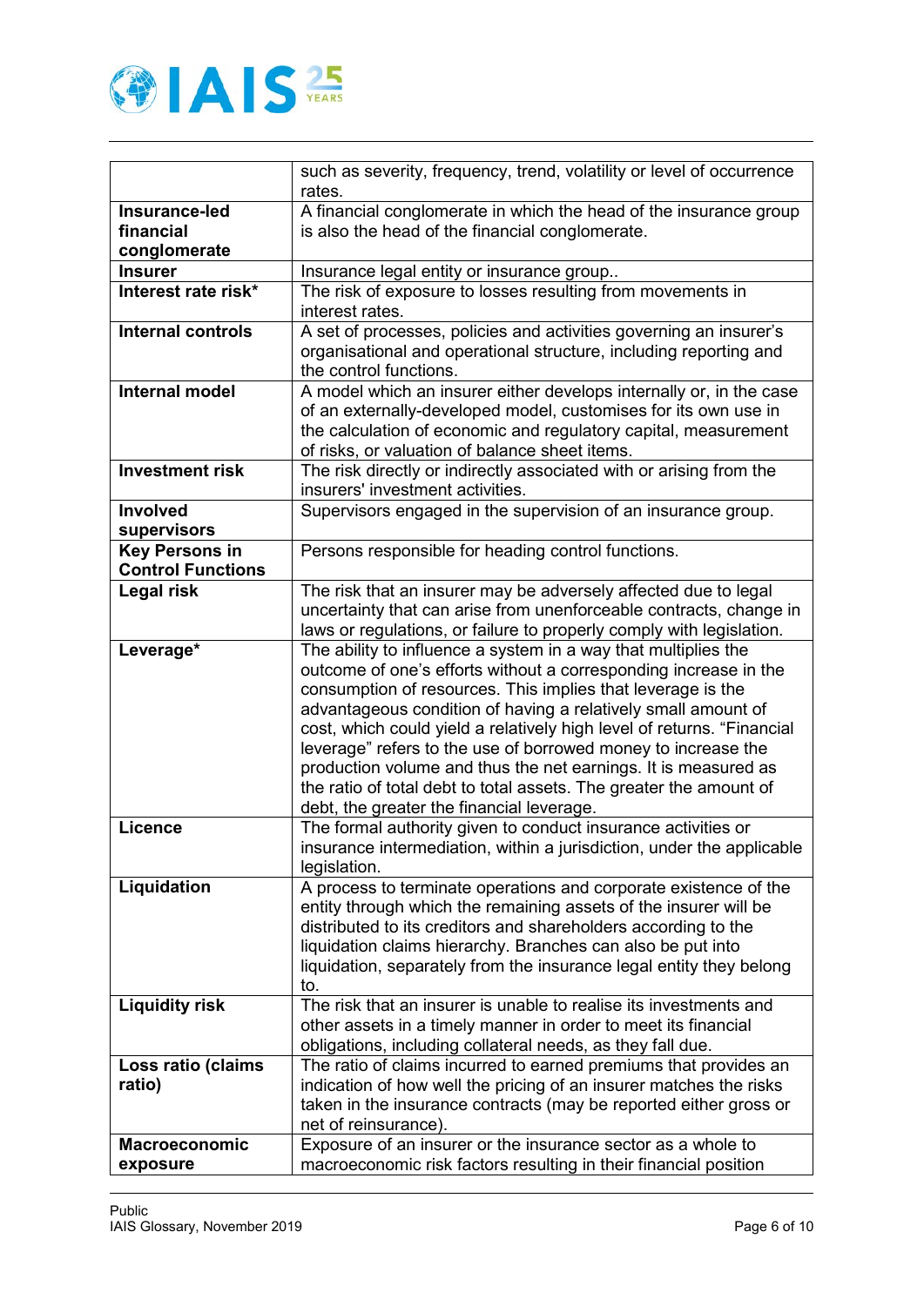| | |
|---|---|
| | such as severity, frequency, trend, volatility or level of occurrence rates. |
| **Insurance-led financial conglomerate** | A financial conglomerate in which the head of the insurance group is also the head of the financial conglomerate. |
| **Insurer** | Insurance legal entity or insurance group.. |
| **Interest rate risk*** | The risk of exposure to losses resulting from movements in interest rates. |
| **Internal controls** | A set of processes, policies and activities governing an insurer's organisational and operational structure, including reporting and the control functions. |
| **Internal model** | A model which an insurer either develops internally or, in the case of an externally-developed model, customises for its own use in the calculation of economic and regulatory capital, measurement of risks, or valuation of balance sheet items. |
| **Investment risk** | The risk directly or indirectly associated with or arising from the insurers' investment activities. |
| **Involved supervisors** | Supervisors engaged in the supervision of an insurance group. |
| **Key Persons in Control Functions** | Persons responsible for heading control functions. |
| **Legal risk** | The risk that an insurer may be adversely affected due to legal uncertainty that can arise from unenforceable contracts, change in laws or regulations, or failure to properly comply with legislation. |
| **Leverage*** | The ability to influence a system in a way that multiplies the outcome of one's efforts without a corresponding increase in the consumption of resources. This implies that leverage is the advantageous condition of having a relatively small amount of cost, which could yield a relatively high level of returns. "Financial leverage" refers to the use of borrowed money to increase the production volume and thus the net earnings. It is measured as the ratio of total debt to total assets. The greater the amount of debt, the greater the financial leverage. |
| **Licence** | The formal authority given to conduct insurance activities or insurance intermediation, within a jurisdiction, under the applicable legislation. |
| **Liquidation** | A process to terminate operations and corporate existence of the entity through which the remaining assets of the insurer will be distributed to its creditors and shareholders according to the liquidation claims hierarchy. Branches can also be put into liquidation, separately from the insurance legal entity they belong to. |
| **Liquidity risk** | The risk that an insurer is unable to realise its investments and other assets in a timely manner in order to meet its financial obligations, including collateral needs, as they fall due. |
| **Loss ratio (claims ratio)** | The ratio of claims incurred to earned premiums that provides an indication of how well the pricing of an insurer matches the risks taken in the insurance contracts (may be reported either gross or net of reinsurance). |
| **Macroeconomic exposure** | Exposure of an insurer or the insurance sector as a whole to macroeconomic risk factors resulting in their financial position |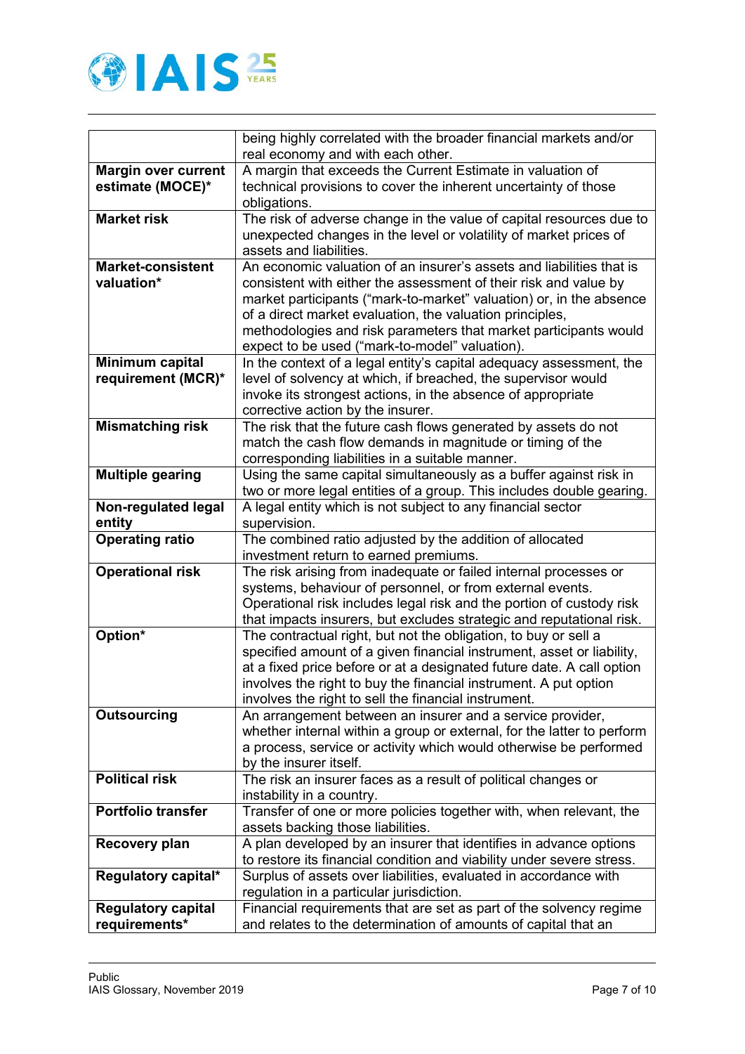| | |
|---|---|
| | being highly correlated with the broader financial markets and/or real economy and with each other. |
| **Margin over current estimate (MOCE)*** | A margin that exceeds the Current Estimate in valuation of technical provisions to cover the inherent uncertainty of those obligations. |
| **Market risk** | The risk of adverse change in the value of capital resources due to unexpected changes in the level or volatility of market prices of assets and liabilities. |
| **Market-consistent valuation*** | An economic valuation of an insurer's assets and liabilities that is consistent with either the assessment of their risk and value by market participants ("mark-to-market" valuation) or, in the absence of a direct market evaluation, the valuation principles, methodologies and risk parameters that market participants would expect to be used ("mark-to-model" valuation). |
| **Minimum capital requirement (MCR)*** | In the context of a legal entity's capital adequacy assessment, the level of solvency at which, if breached, the supervisor would invoke its strongest actions, in the absence of appropriate corrective action by the insurer. |
| **Mismatching risk** | The risk that the future cash flows generated by assets do not match the cash flow demands in magnitude or timing of the corresponding liabilities in a suitable manner. |
| **Multiple gearing** | Using the same capital simultaneously as a buffer against risk in two or more legal entities of a group. This includes double gearing. |
| **Non-regulated legal entity** | A legal entity which is not subject to any financial sector supervision. |
| **Operating ratio** | The combined ratio adjusted by the addition of allocated investment return to earned premiums. |
| **Operational risk** | The risk arising from inadequate or failed internal processes or systems, behaviour of personnel, or from external events. Operational risk includes legal risk and the portion of custody risk that impacts insurers, but excludes strategic and reputational risk. |
| **Option*** | The contractual right, but not the obligation, to buy or sell a specified amount of a given financial instrument, asset or liability, at a fixed price before or at a designated future date. A call option involves the right to buy the financial instrument. A put option involves the right to sell the financial instrument. |
| **Outsourcing** | An arrangement between an insurer and a service provider, whether internal within a group or external, for the latter to perform a process, service or activity which would otherwise be performed by the insurer itself. |
| **Political risk** | The risk an insurer faces as a result of political changes or instability in a country. |
| **Portfolio transfer** | Transfer of one or more policies together with, when relevant, the assets backing those liabilities. |
| **Recovery plan** | A plan developed by an insurer that identifies in advance options to restore its financial condition and viability under severe stress. |
| **Regulatory capital*** | Surplus of assets over liabilities, evaluated in accordance with regulation in a particular jurisdiction. |
| **Regulatory capital requirements*** | Financial requirements that are set as part of the solvency regime and relates to the determination of amounts of capital that an |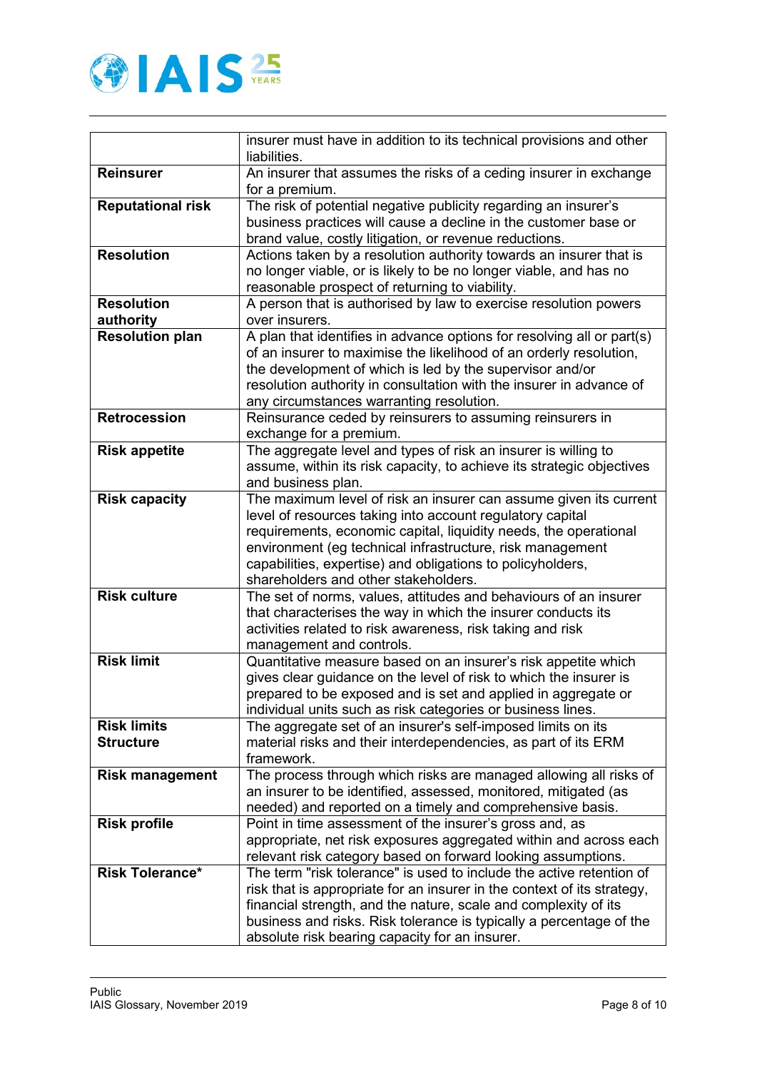| | |
|---|---|
| | insurer must have in addition to its technical provisions and other liabilities. |
| **Reinsurer** | An insurer that assumes the risks of a ceding insurer in exchange for a premium. |
| **Reputational risk** | The risk of potential negative publicity regarding an insurer's business practices will cause a decline in the customer base or brand value, costly litigation, or revenue reductions. |
| **Resolution** | Actions taken by a resolution authority towards an insurer that is no longer viable, or is likely to be no longer viable, and has no reasonable prospect of returning to viability. |
| **Resolution authority** | A person that is authorised by law to exercise resolution powers over insurers. |
| **Resolution plan** | A plan that identifies in advance options for resolving all or part(s) of an insurer to maximise the likelihood of an orderly resolution, the development of which is led by the supervisor and/or resolution authority in consultation with the insurer in advance of any circumstances warranting resolution. |
| **Retrocession** | Reinsurance ceded by reinsurers to assuming reinsurers in exchange for a premium. |
| **Risk appetite** | The aggregate level and types of risk an insurer is willing to assume, within its risk capacity, to achieve its strategic objectives and business plan. |
| **Risk capacity** | The maximum level of risk an insurer can assume given its current level of resources taking into account regulatory capital requirements, economic capital, liquidity needs, the operational environment (eg technical infrastructure, risk management capabilities, expertise) and obligations to policyholders, shareholders and other stakeholders. |
| **Risk culture** | The set of norms, values, attitudes and behaviours of an insurer that characterises the way in which the insurer conducts its activities related to risk awareness, risk taking and risk management and controls. |
| **Risk limit** | Quantitative measure based on an insurer's risk appetite which gives clear guidance on the level of risk to which the insurer is prepared to be exposed and is set and applied in aggregate or individual units such as risk categories or business lines. |
| **Risk limits Structure** | The aggregate set of an insurer's self-imposed limits on its material risks and their interdependencies, as part of its ERM framework. |
| **Risk management** | The process through which risks are managed allowing all risks of an insurer to be identified, assessed, monitored, mitigated (as needed) and reported on a timely and comprehensive basis. |
| **Risk profile** | Point in time assessment of the insurer's gross and, as appropriate, net risk exposures aggregated within and across each relevant risk category based on forward looking assumptions. |
| **Risk Tolerance*** | The term "risk tolerance" is used to include the active retention of risk that is appropriate for an insurer in the context of its strategy, financial strength, and the nature, scale and complexity of its business and risks. Risk tolerance is typically a percentage of the absolute risk bearing capacity for an insurer. |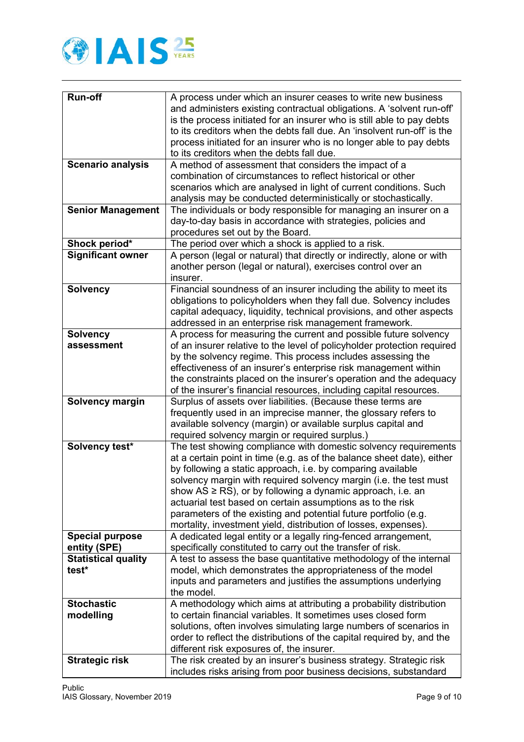| | |
|---|---|
| **Run-off** | A process under which an insurer ceases to write new business and administers existing contractual obligations. A 'solvent run-off' is the process initiated for an insurer who is still able to pay debts to its creditors when the debts fall due. An 'insolvent run-off' is the process initiated for an insurer who is no longer able to pay debts to its creditors when the debts fall due. |
| **Scenario analysis** | A method of assessment that considers the impact of a combination of circumstances to reflect historical or other scenarios which are analysed in light of current conditions. Such analysis may be conducted deterministically or stochastically. |
| **Senior Management** | The individuals or body responsible for managing an insurer on a day-to-day basis in accordance with strategies, policies and procedures set out by the Board. |
| **Shock period*** | The period over which a shock is applied to a risk. |
| **Significant owner** | A person (legal or natural) that directly or indirectly, alone or with another person (legal or natural), exercises control over an insurer. |
| **Solvency** | Financial soundness of an insurer including the ability to meet its obligations to policyholders when they fall due. Solvency includes capital adequacy, liquidity, technical provisions, and other aspects addressed in an enterprise risk management framework. |
| **Solvency assessment** | A process for measuring the current and possible future solvency of an insurer relative to the level of policyholder protection required by the solvency regime. This process includes assessing the effectiveness of an insurer's enterprise risk management within the constraints placed on the insurer's operation and the adequacy of the insurer's financial resources, including capital resources. |
| **Solvency margin** | Surplus of assets over liabilities. (Because these terms are frequently used in an imprecise manner, the glossary refers to available solvency (margin) or available surplus capital and required solvency margin or required surplus.) |
| **Solvency test*** | The test showing compliance with domestic solvency requirements at a certain point in time (e.g. as of the balance sheet date), either by following a static approach, i.e. by comparing available solvency margin with required solvency margin (i.e. the test must show AS ≥ RS), or by following a dynamic approach, i.e. an actuarial test based on certain assumptions as to the risk parameters of the existing and potential future portfolio (e.g. mortality, investment yield, distribution of losses, expenses). |
| **Special purpose entity (SPE)** | A dedicated legal entity or a legally ring-fenced arrangement, specifically constituted to carry out the transfer of risk. |
| **Statistical quality test*** | A test to assess the base quantitative methodology of the internal model, which demonstrates the appropriateness of the model inputs and parameters and justifies the assumptions underlying the model. |
| **Stochastic modelling** | A methodology which aims at attributing a probability distribution to certain financial variables. It sometimes uses closed form solutions, often involves simulating large numbers of scenarios in order to reflect the distributions of the capital required by, and the different risk exposures of, the insurer. |
| **Strategic risk** | The risk created by an insurer's business strategy. Strategic risk includes risks arising from poor business decisions, substandard |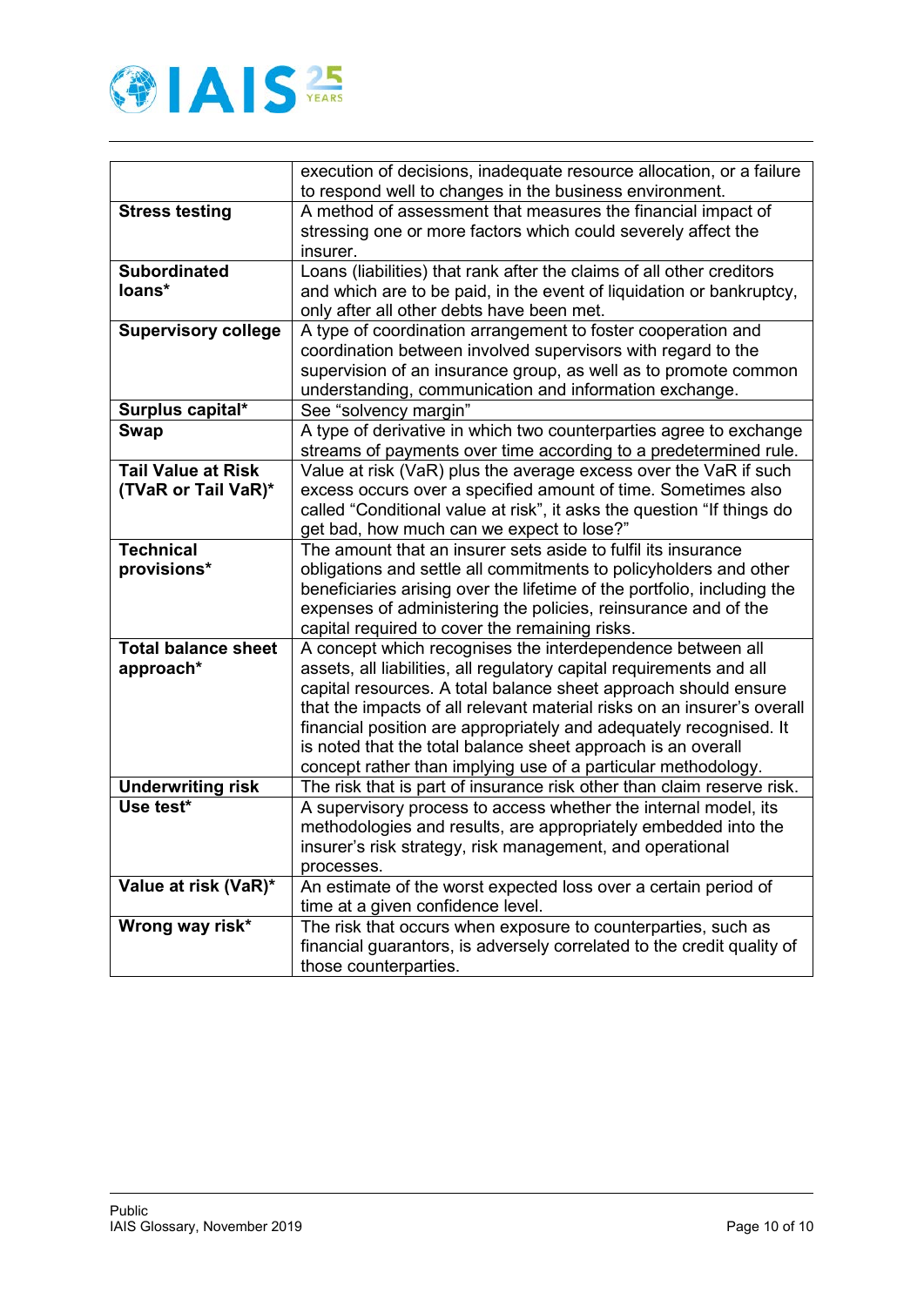| | |
|---|---|
| | execution of decisions, inadequate resource allocation, or a failure to respond well to changes in the business environment. |
| **Stress testing** | A method of assessment that measures the financial impact of stressing one or more factors which could severely affect the insurer. |
| **Subordinated loans*** | Loans (liabilities) that rank after the claims of all other creditors and which are to be paid, in the event of liquidation or bankruptcy, only after all other debts have been met. |
| **Supervisory college** | A type of coordination arrangement to foster cooperation and coordination between involved supervisors with regard to the supervision of an insurance group, as well as to promote common understanding, communication and information exchange. |
| **Surplus capital*** | See "solvency margin" |
| **Swap** | A type of derivative in which two counterparties agree to exchange streams of payments over time according to a predetermined rule. |
| **Tail Value at Risk (TVaR or Tail VaR)*** | Value at risk (VaR) plus the average excess over the VaR if such excess occurs over a specified amount of time. Sometimes also called "Conditional value at risk", it asks the question "If things do get bad, how much can we expect to lose?" |
| **Technical provisions*** | The amount that an insurer sets aside to fulfil its insurance obligations and settle all commitments to policyholders and other beneficiaries arising over the lifetime of the portfolio, including the expenses of administering the policies, reinsurance and of the capital required to cover the remaining risks. |
| **Total balance sheet approach*** | A concept which recognises the interdependence between all assets, all liabilities, all regulatory capital requirements and all capital resources. A total balance sheet approach should ensure that the impacts of all relevant material risks on an insurer's overall financial position are appropriately and adequately recognised. It is noted that the total balance sheet approach is an overall concept rather than implying use of a particular methodology. |
| **Underwriting risk** | The risk that is part of insurance risk other than claim reserve risk. |
| **Use test*** | A supervisory process to access whether the internal model, its methodologies and results, are appropriately embedded into the insurer's risk strategy, risk management, and operational processes. |
| **Value at risk (VaR)*** | An estimate of the worst expected loss over a certain period of time at a given confidence level. |
| **Wrong way risk*** | The risk that occurs when exposure to counterparties, such as financial guarantors, is adversely correlated to the credit quality of those counterparties. |